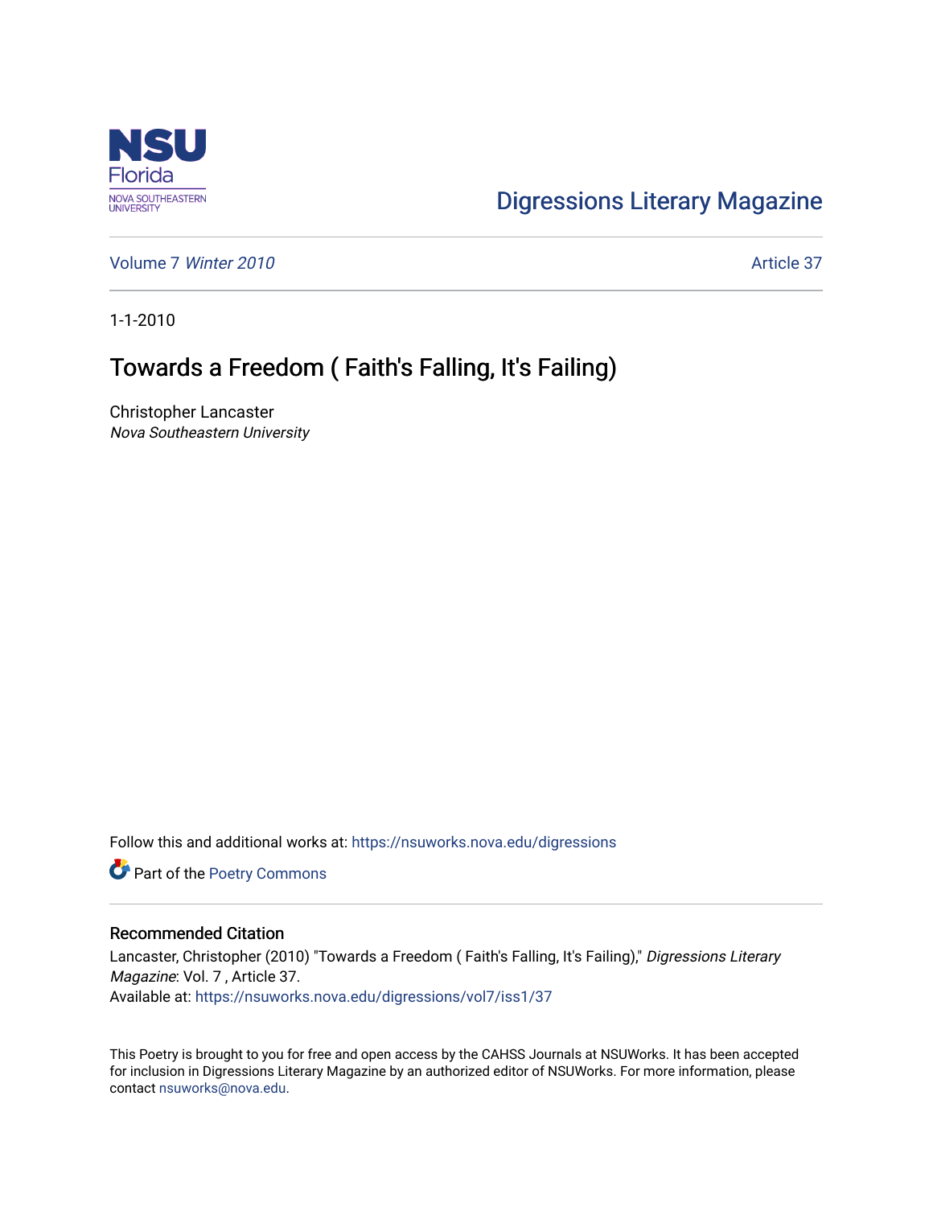Digressions Literary Magazine

Volume 7 *Winter 2010* Article 37

1-1-2010

# Towards a Freedom ( Faith's Falling, It's Failing)

Christopher Lancaster
*Nova Southeastern University*

Follow this and additional works at: https://nsuworks.nova.edu/digressions

Part of the Poetry Commons

## Recommended Citation

Lancaster, Christopher (2010) "Towards a Freedom ( Faith's Falling, It's Failing)," *Digressions Literary Magazine*: Vol. 7 , Article 37.
Available at: https://nsuworks.nova.edu/digressions/vol7/iss1/37

This Poetry is brought to you for free and open access by the CAHSS Journals at NSUWorks. It has been accepted for inclusion in Digressions Literary Magazine by an authorized editor of NSUWorks. For more information, please contact nsuworks@nova.edu.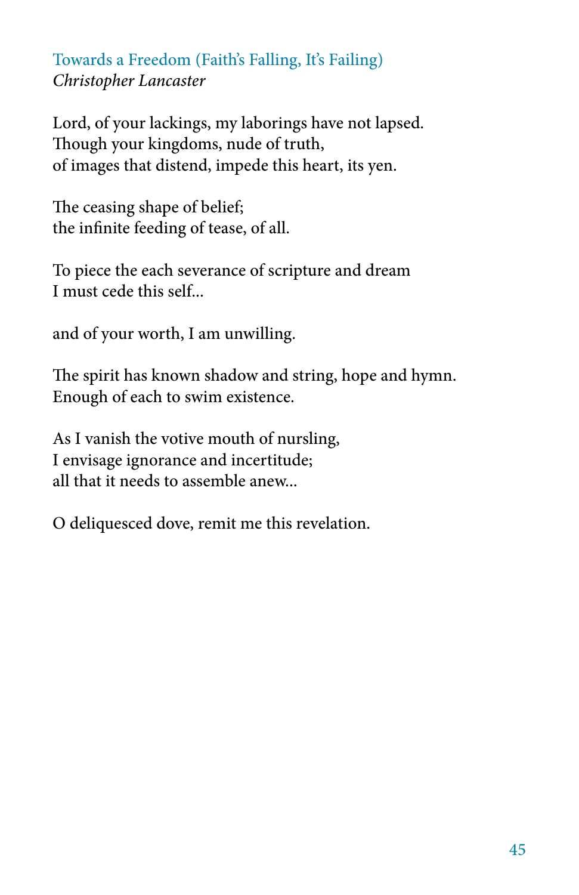## Towards a Freedom (Faith's Falling, It's Failing)

*Christopher Lancaster*

Lord, of your lackings, my laborings have not lapsed.  
Though your kingdoms, nude of truth,  
of images that distend, impede this heart, its yen.

The ceasing shape of belief;  
the infinite feeding of tease, of all.

To piece the each severance of scripture and dream  
I must cede this self...

and of your worth, I am unwilling.

The spirit has known shadow and string, hope and hymn.  
Enough of each to swim existence.

As I vanish the votive mouth of nursling,  
I envisage ignorance and incertitude;  
all that it needs to assemble anew...

O deliquesced dove, remit me this revelation.